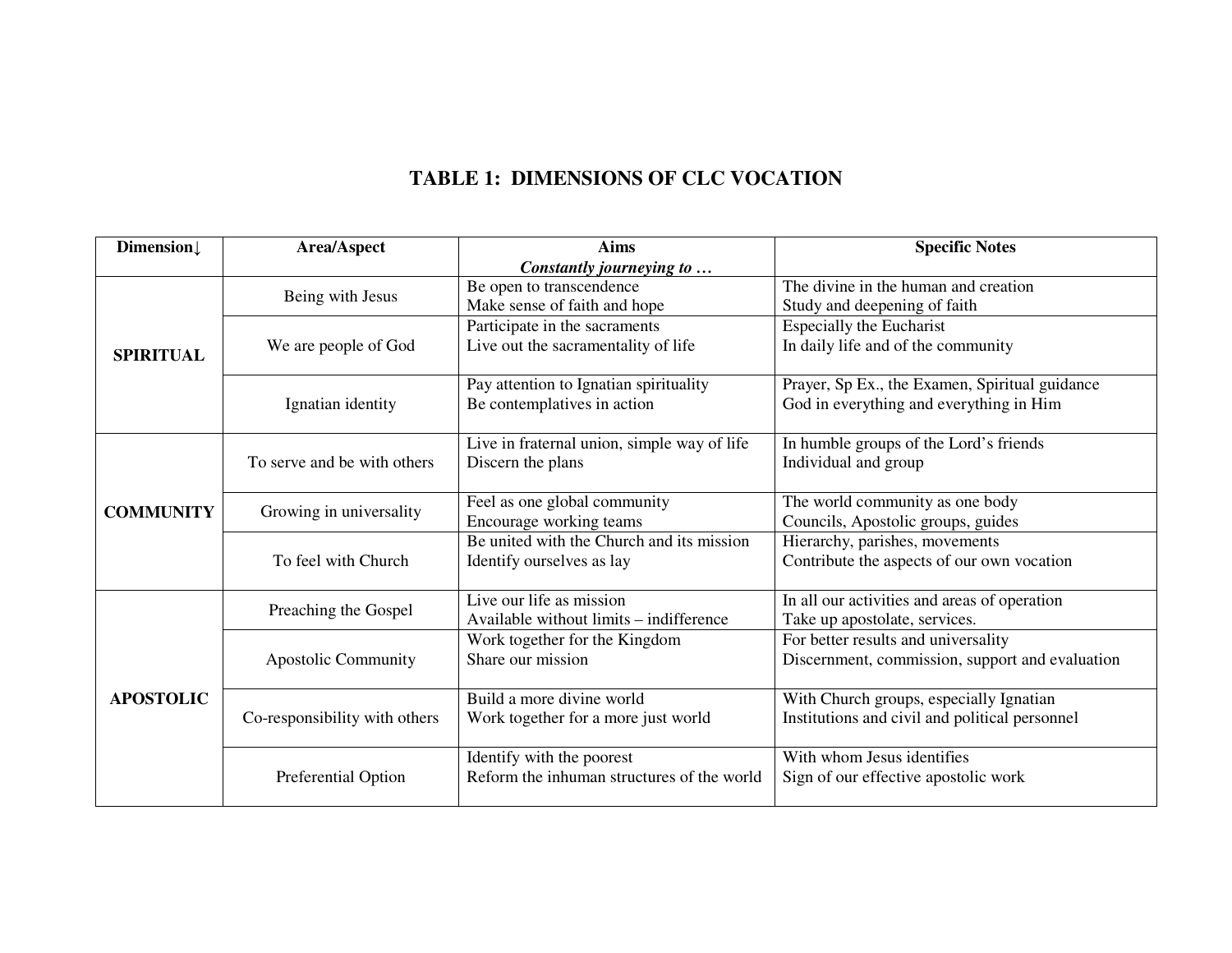# TABLE 1: DIMENSIONS OF CLC VOCATION

| Dimension↓ | Area/Aspect | Aims<br>***Constantly journeying to …*** | Specific Notes |
|---|---|---|---|
| **SPIRITUAL** | Being with Jesus | Be open to transcendence<br>Make sense of faith and hope | The divine in the human and creation<br>Study and deepening of faith |
| | We are people of God | Participate in the sacraments<br>Live out the sacramentality of life | Especially the Eucharist<br>In daily life and of the community |
| | Ignatian identity | Pay attention to Ignatian spirituality<br>Be contemplatives in action | Prayer, Sp Ex., the Examen, Spiritual guidance<br>God in everything and everything in Him |
| **COMMUNITY** | To serve and be with others | Live in fraternal union, simple way of life<br>Discern the plans | In humble groups of the Lord's friends<br>Individual and group |
| | Growing in universality | Feel as one global community<br>Encourage working teams | The world community as one body<br>Councils, Apostolic groups, guides |
| | To feel with Church | Be united with the Church and its mission<br>Identify ourselves as lay | Hierarchy, parishes, movements<br>Contribute the aspects of our own vocation |
| **APOSTOLIC** | Preaching the Gospel | Live our life as mission<br>Available without limits – indifference | In all our activities and areas of operation<br>Take up apostolate, services. |
| | Apostolic Community | Work together for the Kingdom<br>Share our mission | For better results and universality<br>Discernment, commission, support and evaluation |
| | Co-responsibility with others | Build a more divine world<br>Work together for a more just world | With Church groups, especially Ignatian<br>Institutions and civil and political personnel |
| | Preferential Option | Identify with the poorest<br>Reform the inhuman structures of the world | With whom Jesus identifies<br>Sign of our effective apostolic work |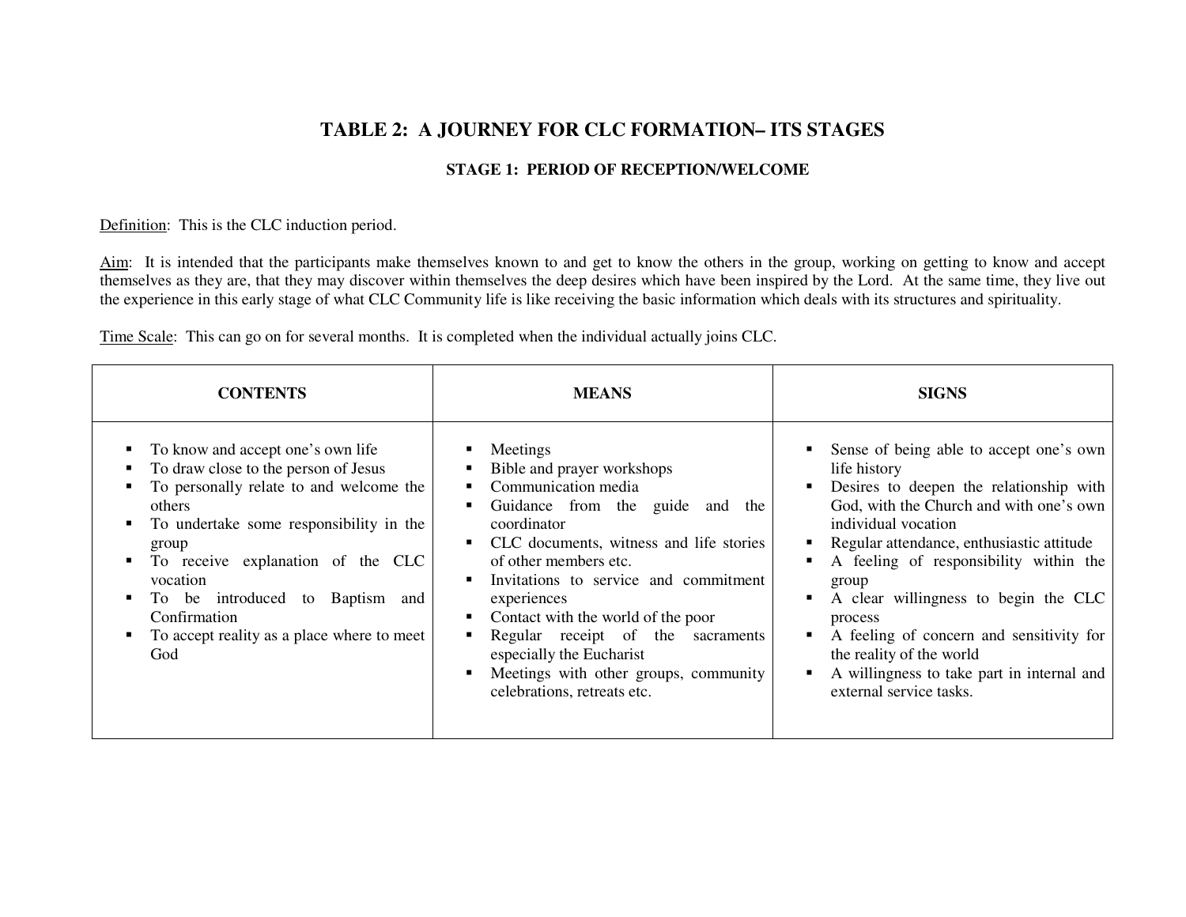# TABLE 2: A JOURNEY FOR CLC FORMATION– ITS STAGES

## STAGE 1: PERIOD OF RECEPTION/WELCOME

<u>Definition</u>: This is the CLC induction period.

<u>Aim</u>: It is intended that the participants make themselves known to and get to know the others in the group, working on getting to know and accept themselves as they are, that they may discover within themselves the deep desires which have been inspired by the Lord. At the same time, they live out the experience in this early stage of what CLC Community life is like receiving the basic information which deals with its structures and spirituality.

<u>Time Scale</u>: This can go on for several months. It is completed when the individual actually joins CLC.

| CONTENTS | MEANS | SIGNS |
|---|---|---|
| ▪ To know and accept one's own life<br>▪ To draw close to the person of Jesus<br>▪ To personally relate to and welcome the others<br>▪ To undertake some responsibility in the group<br>▪ To receive explanation of the CLC vocation<br>▪ To be introduced to Baptism and Confirmation<br>▪ To accept reality as a place where to meet God | ▪ Meetings<br>▪ Bible and prayer workshops<br>▪ Communication media<br>▪ Guidance from the guide and the coordinator<br>▪ CLC documents, witness and life stories of other members etc.<br>▪ Invitations to service and commitment experiences<br>▪ Contact with the world of the poor<br>▪ Regular receipt of the sacraments especially the Eucharist<br>▪ Meetings with other groups, community celebrations, retreats etc. | ▪ Sense of being able to accept one's own life history<br>▪ Desires to deepen the relationship with God, with the Church and with one's own individual vocation<br>▪ Regular attendance, enthusiastic attitude<br>▪ A feeling of responsibility within the group<br>▪ A clear willingness to begin the CLC process<br>▪ A feeling of concern and sensitivity for the reality of the world<br>▪ A willingness to take part in internal and external service tasks. |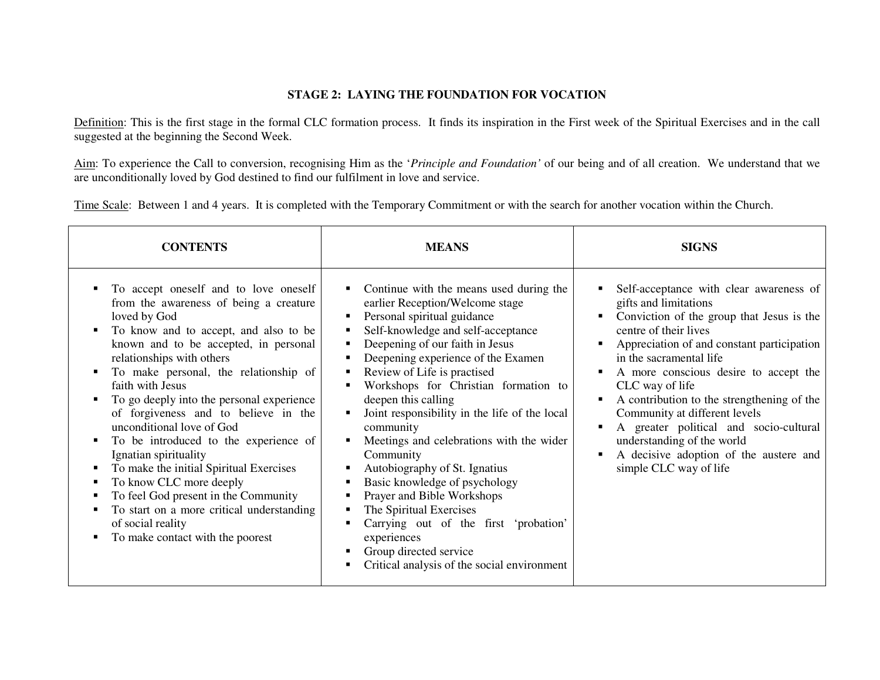## STAGE 2: LAYING THE FOUNDATION FOR VOCATION

Definition: This is the first stage in the formal CLC formation process. It finds its inspiration in the First week of the Spiritual Exercises and in the call suggested at the beginning the Second Week.

Aim: To experience the Call to conversion, recognising Him as the '*Principle and Foundation'* of our being and of all creation. We understand that we are unconditionally loved by God destined to find our fulfilment in love and service.

Time Scale: Between 1 and 4 years. It is completed with the Temporary Commitment or with the search for another vocation within the Church.

| CONTENTS | MEANS | SIGNS |
|---|---|---|
| ▪ To accept oneself and to love oneself from the awareness of being a creature loved by God<br>▪ To know and to accept, and also to be known and to be accepted, in personal relationships with others<br>▪ To make personal, the relationship of faith with Jesus<br>▪ To go deeply into the personal experience of forgiveness and to believe in the unconditional love of God<br>▪ To be introduced to the experience of Ignatian spirituality<br>▪ To make the initial Spiritual Exercises<br>▪ To know CLC more deeply<br>▪ To feel God present in the Community<br>▪ To start on a more critical understanding of social reality<br>▪ To make contact with the poorest | ▪ Continue with the means used during the earlier Reception/Welcome stage<br>▪ Personal spiritual guidance<br>▪ Self-knowledge and self-acceptance<br>▪ Deepening of our faith in Jesus<br>▪ Deepening experience of the Examen<br>▪ Review of Life is practised<br>▪ Workshops for Christian formation to deepen this calling<br>▪ Joint responsibility in the life of the local community<br>▪ Meetings and celebrations with the wider Community<br>▪ Autobiography of St. Ignatius<br>▪ Basic knowledge of psychology<br>▪ Prayer and Bible Workshops<br>▪ The Spiritual Exercises<br>▪ Carrying out of the first 'probation' experiences<br>▪ Group directed service<br>▪ Critical analysis of the social environment | ▪ Self-acceptance with clear awareness of gifts and limitations<br>▪ Conviction of the group that Jesus is the centre of their lives<br>▪ Appreciation of and constant participation in the sacramental life<br>▪ A more conscious desire to accept the CLC way of life<br>▪ A contribution to the strengthening of the Community at different levels<br>▪ A greater political and socio-cultural understanding of the world<br>▪ A decisive adoption of the austere and simple CLC way of life |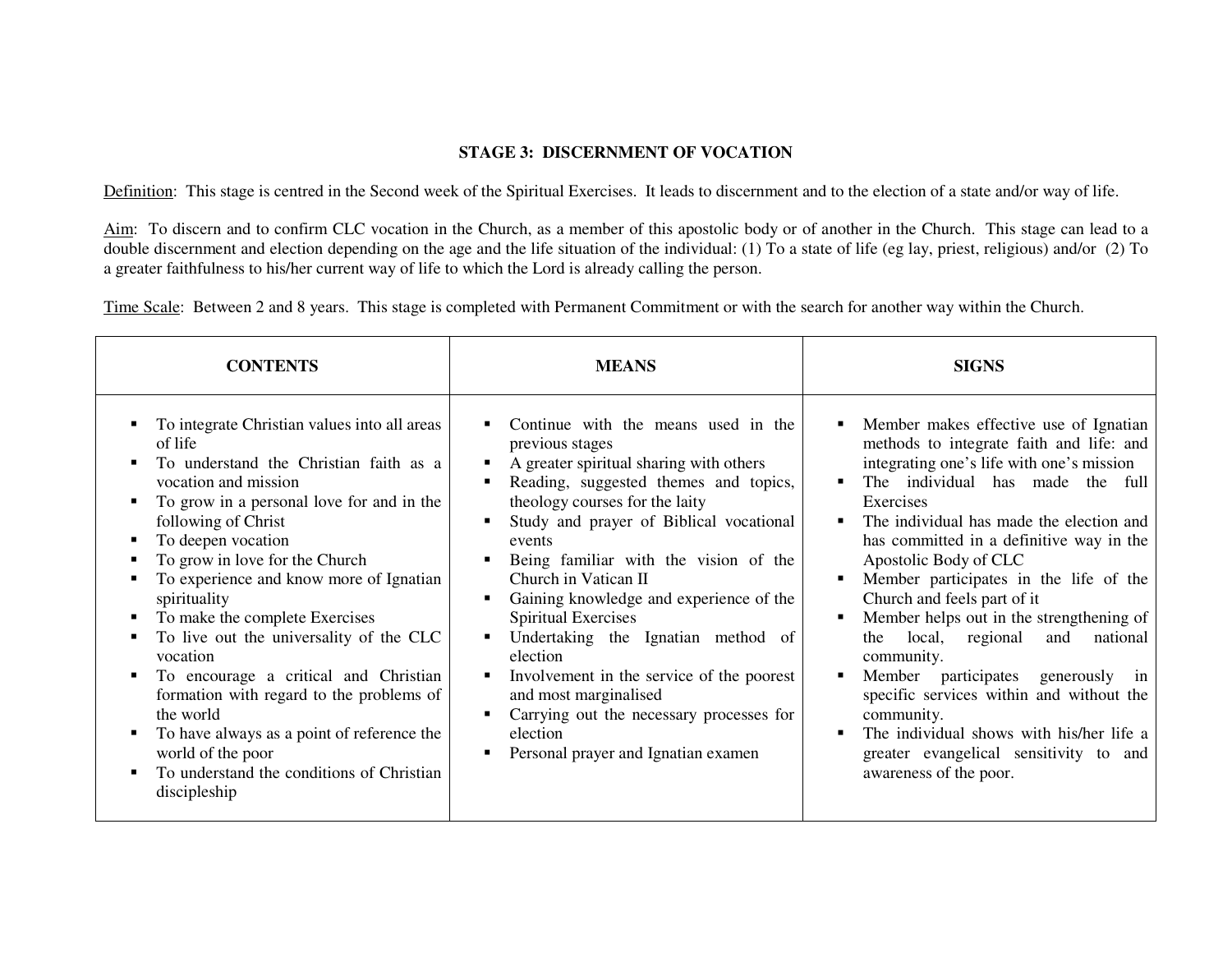## STAGE 3: DISCERNMENT OF VOCATION

Definition: This stage is centred in the Second week of the Spiritual Exercises. It leads to discernment and to the election of a state and/or way of life.

Aim: To discern and to confirm CLC vocation in the Church, as a member of this apostolic body or of another in the Church. This stage can lead to a double discernment and election depending on the age and the life situation of the individual: (1) To a state of life (eg lay, priest, religious) and/or (2) To a greater faithfulness to his/her current way of life to which the Lord is already calling the person.

Time Scale: Between 2 and 8 years. This stage is completed with Permanent Commitment or with the search for another way within the Church.

| CONTENTS | MEANS | SIGNS |
|---|---|---|
| ▪ To integrate Christian values into all areas of life<br>▪ To understand the Christian faith as a vocation and mission<br>▪ To grow in a personal love for and in the following of Christ<br>▪ To deepen vocation<br>▪ To grow in love for the Church<br>▪ To experience and know more of Ignatian spirituality<br>▪ To make the complete Exercises<br>▪ To live out the universality of the CLC vocation<br>▪ To encourage a critical and Christian formation with regard to the problems of the world<br>▪ To have always as a point of reference the world of the poor<br>▪ To understand the conditions of Christian discipleship | ▪ Continue with the means used in the previous stages<br>▪ A greater spiritual sharing with others<br>▪ Reading, suggested themes and topics, theology courses for the laity<br>▪ Study and prayer of Biblical vocational events<br>▪ Being familiar with the vision of the Church in Vatican II<br>▪ Gaining knowledge and experience of the Spiritual Exercises<br>▪ Undertaking the Ignatian method of election<br>▪ Involvement in the service of the poorest and most marginalised<br>▪ Carrying out the necessary processes for election<br>▪ Personal prayer and Ignatian examen | ▪ Member makes effective use of Ignatian methods to integrate faith and life: and integrating one's life with one's mission<br>▪ The individual has made the full Exercises<br>▪ The individual has made the election and has committed in a definitive way in the Apostolic Body of CLC<br>▪ Member participates in the life of the Church and feels part of it<br>▪ Member helps out in the strengthening of the local, regional and national community.<br>▪ Member participates generously in specific services within and without the community.<br>▪ The individual shows with his/her life a greater evangelical sensitivity to and awareness of the poor. |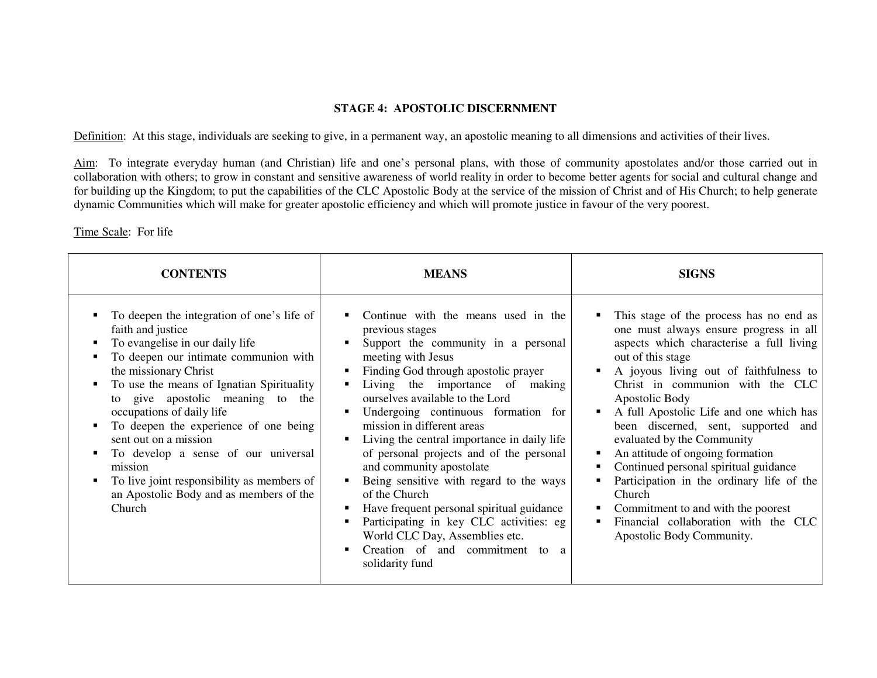## STAGE 4: APOSTOLIC DISCERNMENT

Definition: At this stage, individuals are seeking to give, in a permanent way, an apostolic meaning to all dimensions and activities of their lives.

Aim: To integrate everyday human (and Christian) life and one's personal plans, with those of community apostolates and/or those carried out in collaboration with others; to grow in constant and sensitive awareness of world reality in order to become better agents for social and cultural change and for building up the Kingdom; to put the capabilities of the CLC Apostolic Body at the service of the mission of Christ and of His Church; to help generate dynamic Communities which will make for greater apostolic efficiency and which will promote justice in favour of the very poorest.

Time Scale: For life

| CONTENTS | MEANS | SIGNS |
|---|---|---|
| ▪ To deepen the integration of one's life of faith and justice<br>▪ To evangelise in our daily life<br>▪ To deepen our intimate communion with the missionary Christ<br>▪ To use the means of Ignatian Spirituality to give apostolic meaning to the occupations of daily life<br>▪ To deepen the experience of one being sent out on a mission<br>▪ To develop a sense of our universal mission<br>▪ To live joint responsibility as members of an Apostolic Body and as members of the Church | ▪ Continue with the means used in the previous stages<br>▪ Support the community in a personal meeting with Jesus<br>▪ Finding God through apostolic prayer<br>▪ Living the importance of making ourselves available to the Lord<br>▪ Undergoing continuous formation for mission in different areas<br>▪ Living the central importance in daily life of personal projects and of the personal and community apostolate<br>▪ Being sensitive with regard to the ways of the Church<br>▪ Have frequent personal spiritual guidance<br>▪ Participating in key CLC activities: eg World CLC Day, Assemblies etc.<br>▪ Creation of and commitment to a solidarity fund | ▪ This stage of the process has no end as one must always ensure progress in all aspects which characterise a full living out of this stage<br>▪ A joyous living out of faithfulness to Christ in communion with the CLC Apostolic Body<br>▪ A full Apostolic Life and one which has been discerned, sent, supported and evaluated by the Community<br>▪ An attitude of ongoing formation<br>▪ Continued personal spiritual guidance<br>▪ Participation in the ordinary life of the Church<br>▪ Commitment to and with the poorest<br>▪ Financial collaboration with the CLC Apostolic Body Community. |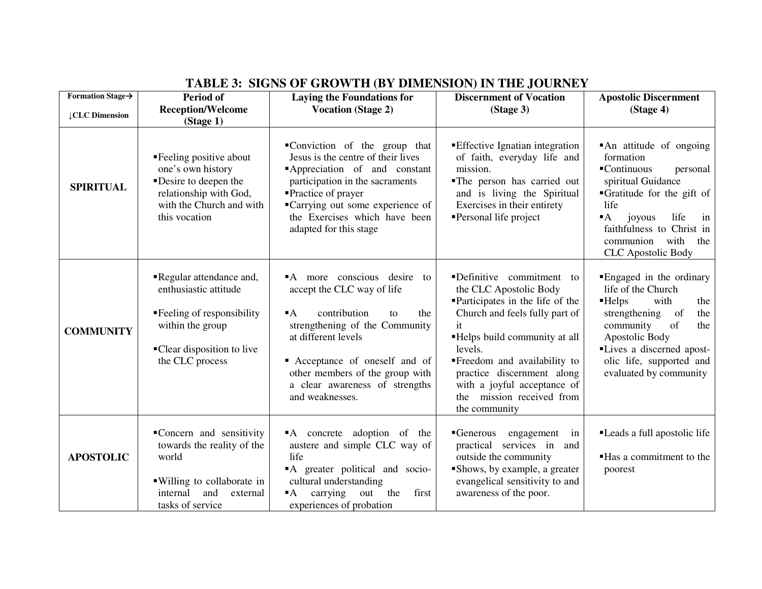# TABLE 3: SIGNS OF GROWTH (BY DIMENSION) IN THE JOURNEY

| Formation Stage→<br>↓CLC Dimension | Period of Reception/Welcome (Stage 1) | Laying the Foundations for Vocation (Stage 2) | Discernment of Vocation (Stage 3) | Apostolic Discernment (Stage 4) |
|---|---|---|---|---|
| **SPIRITUAL** | ▪Feeling positive about one's own history<br>▪Desire to deepen the relationship with God, with the Church and with this vocation | ▪Conviction of the group that Jesus is the centre of their lives<br>▪Appreciation of and constant participation in the sacraments<br>▪Practice of prayer<br>▪Carrying out some experience of the Exercises which have been adapted for this stage | ▪Effective Ignatian integration of faith, everyday life and mission.<br>▪The person has carried out and is living the Spiritual Exercises in their entirety<br>▪Personal life project | ▪An attitude of ongoing formation<br>▪Continuous personal spiritual Guidance<br>▪Gratitude for the gift of life<br>▪A joyous life in faithfulness to Christ in communion with the CLC Apostolic Body |
| **COMMUNITY** | ▪Regular attendance and, enthusiastic attitude<br>▪Feeling of responsibility within the group<br>▪Clear disposition to live the CLC process | ▪A more conscious desire to accept the CLC way of life<br>▪A contribution to the strengthening of the Community at different levels<br>▪ Acceptance of oneself and of other members of the group with a clear awareness of strengths and weaknesses. | ▪Definitive commitment to the CLC Apostolic Body<br>▪Participates in the life of the Church and feels fully part of it<br>▪Helps build community at all levels.<br>▪Freedom and availability to practice discernment along with a joyful acceptance of the mission received from the community | ▪Engaged in the ordinary life of the Church<br>▪Helps with the strengthening of the community of the Apostolic Body<br>▪Lives a discerned apostolic life, supported and evaluated by community |
| **APOSTOLIC** | ▪Concern and sensitivity towards the reality of the world<br>▪Willing to collaborate in internal and external tasks of service | ▪A concrete adoption of the austere and simple CLC way of life<br>▪A greater political and socio-cultural understanding<br>▪A carrying out the first experiences of probation | ▪Generous engagement in practical services in and outside the community<br>▪Shows, by example, a greater evangelical sensitivity to and awareness of the poor. | ▪Leads a full apostolic life<br>▪Has a commitment to the poorest |